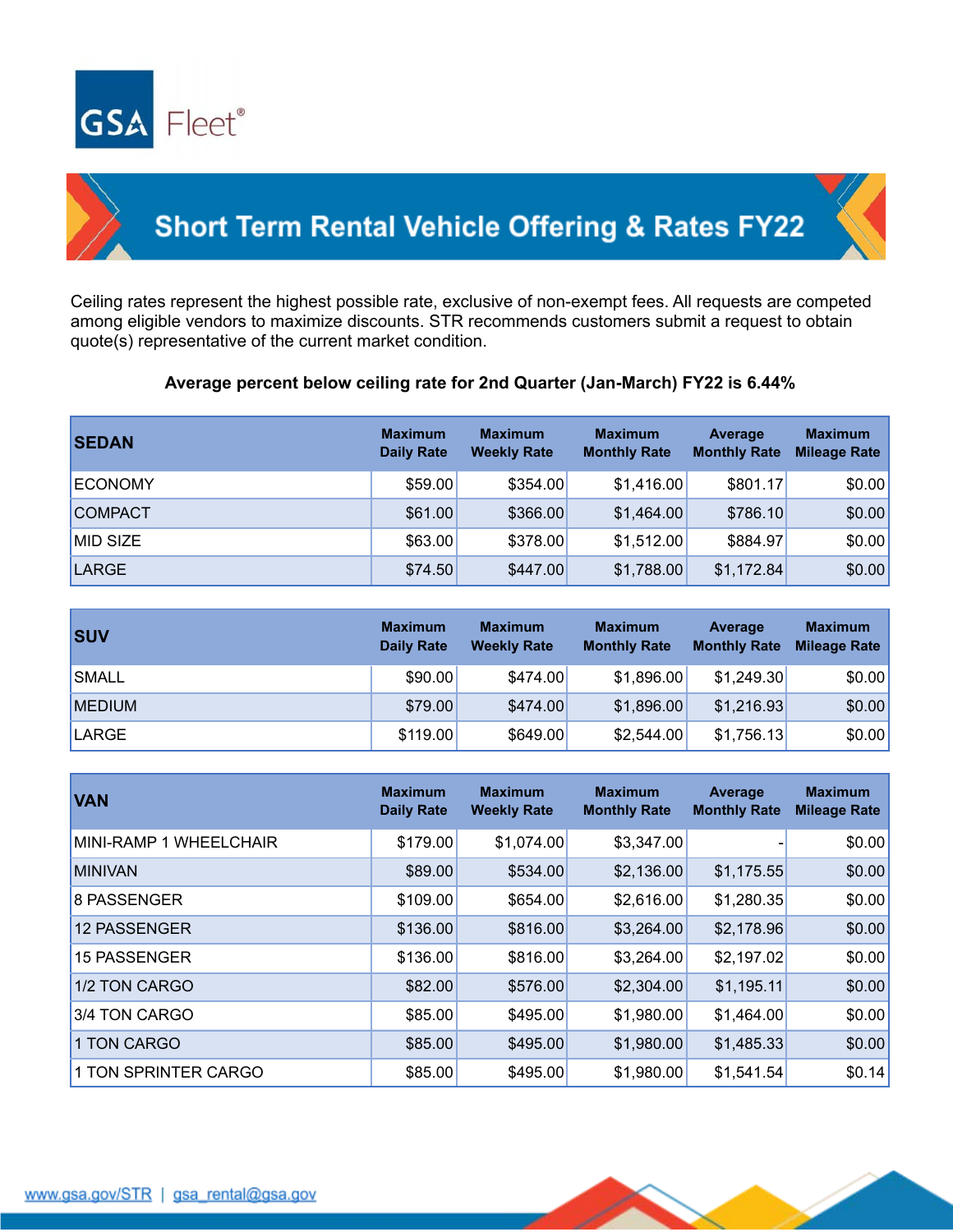GSA Fleet®

# Short Term Rental Vehicle Offering & Rates FY22

Ceiling rates represent the highest possible rate, exclusive of non-exempt fees. All requests are competed among eligible vendors to maximize discounts. STR recommends customers submit a request to obtain quote(s) representative of the current market condition.

**Average percent below ceiling rate for 2nd Quarter (Jan-March) FY22 is 6.44%**

| SEDAN | Maximum Daily Rate | Maximum Weekly Rate | Maximum Monthly Rate | Average Monthly Rate | Maximum Mileage Rate |
|---|---|---|---|---|---|
| ECONOMY | $59.00 | $354.00 | $1,416.00 | $801.17 | $0.00 |
| COMPACT | $61.00 | $366.00 | $1,464.00 | $786.10 | $0.00 |
| MID SIZE | $63.00 | $378.00 | $1,512.00 | $884.97 | $0.00 |
| LARGE | $74.50 | $447.00 | $1,788.00 | $1,172.84 | $0.00 |

| SUV | Maximum Daily Rate | Maximum Weekly Rate | Maximum Monthly Rate | Average Monthly Rate | Maximum Mileage Rate |
|---|---|---|---|---|---|
| SMALL | $90.00 | $474.00 | $1,896.00 | $1,249.30 | $0.00 |
| MEDIUM | $79.00 | $474.00 | $1,896.00 | $1,216.93 | $0.00 |
| LARGE | $119.00 | $649.00 | $2,544.00 | $1,756.13 | $0.00 |

| VAN | Maximum Daily Rate | Maximum Weekly Rate | Maximum Monthly Rate | Average Monthly Rate | Maximum Mileage Rate |
|---|---|---|---|---|---|
| MINI-RAMP 1 WHEELCHAIR | $179.00 | $1,074.00 | $3,347.00 | - | $0.00 |
| MINIVAN | $89.00 | $534.00 | $2,136.00 | $1,175.55 | $0.00 |
| 8 PASSENGER | $109.00 | $654.00 | $2,616.00 | $1,280.35 | $0.00 |
| 12 PASSENGER | $136.00 | $816.00 | $3,264.00 | $2,178.96 | $0.00 |
| 15 PASSENGER | $136.00 | $816.00 | $3,264.00 | $2,197.02 | $0.00 |
| 1/2 TON CARGO | $82.00 | $576.00 | $2,304.00 | $1,195.11 | $0.00 |
| 3/4 TON CARGO | $85.00 | $495.00 | $1,980.00 | $1,464.00 | $0.00 |
| 1 TON CARGO | $85.00 | $495.00 | $1,980.00 | $1,485.33 | $0.00 |
| 1 TON SPRINTER CARGO | $85.00 | $495.00 | $1,980.00 | $1,541.54 | $0.14 |

www.gsa.gov/STR | gsa_rental@gsa.gov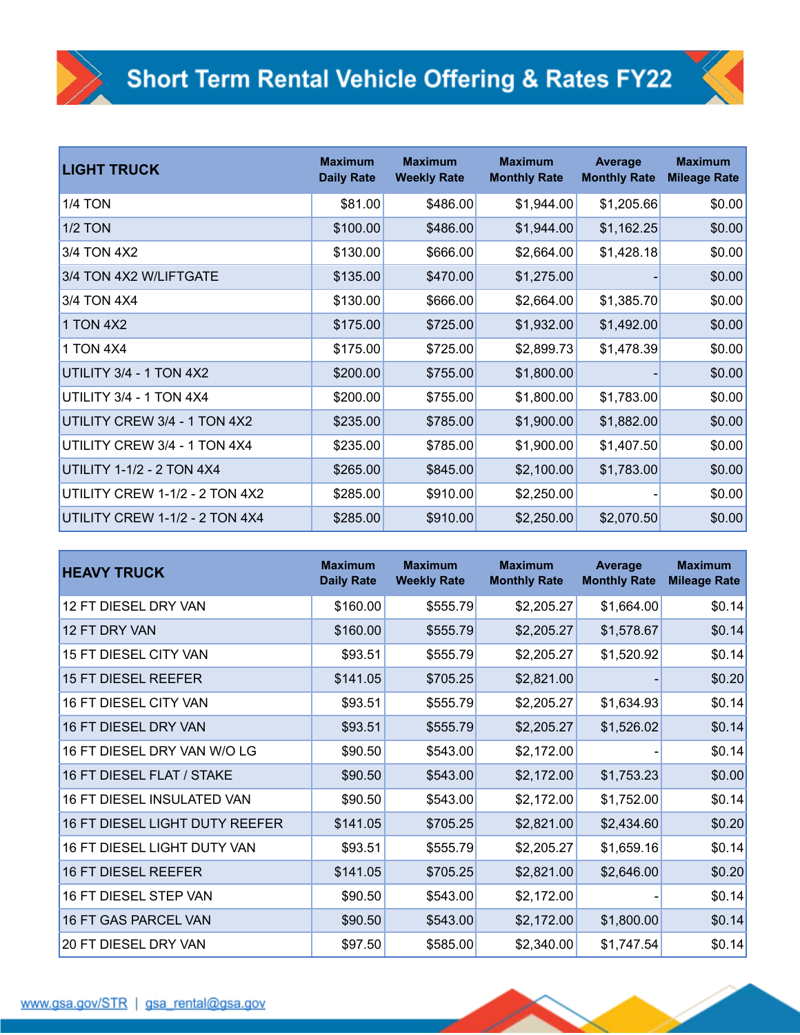# Short Term Rental Vehicle Offering & Rates FY22

| LIGHT TRUCK | Maximum Daily Rate | Maximum Weekly Rate | Maximum Monthly Rate | Average Monthly Rate | Maximum Mileage Rate |
|---|---|---|---|---|---|
| 1/4 TON | $81.00 | $486.00 | $1,944.00 | $1,205.66 | $0.00 |
| 1/2 TON | $100.00 | $486.00 | $1,944.00 | $1,162.25 | $0.00 |
| 3/4 TON 4X2 | $130.00 | $666.00 | $2,664.00 | $1,428.18 | $0.00 |
| 3/4 TON 4X2 W/LIFTGATE | $135.00 | $470.00 | $1,275.00 | - | $0.00 |
| 3/4 TON 4X4 | $130.00 | $666.00 | $2,664.00 | $1,385.70 | $0.00 |
| 1 TON 4X2 | $175.00 | $725.00 | $1,932.00 | $1,492.00 | $0.00 |
| 1 TON 4X4 | $175.00 | $725.00 | $2,899.73 | $1,478.39 | $0.00 |
| UTILITY 3/4 - 1 TON 4X2 | $200.00 | $755.00 | $1,800.00 | - | $0.00 |
| UTILITY 3/4 - 1 TON 4X4 | $200.00 | $755.00 | $1,800.00 | $1,783.00 | $0.00 |
| UTILITY CREW 3/4 - 1 TON 4X2 | $235.00 | $785.00 | $1,900.00 | $1,882.00 | $0.00 |
| UTILITY CREW 3/4 - 1 TON 4X4 | $235.00 | $785.00 | $1,900.00 | $1,407.50 | $0.00 |
| UTILITY 1-1/2 - 2 TON 4X4 | $265.00 | $845.00 | $2,100.00 | $1,783.00 | $0.00 |
| UTILITY CREW 1-1/2 - 2 TON 4X2 | $285.00 | $910.00 | $2,250.00 | - | $0.00 |
| UTILITY CREW 1-1/2 - 2 TON 4X4 | $285.00 | $910.00 | $2,250.00 | $2,070.50 | $0.00 |

| HEAVY TRUCK | Maximum Daily Rate | Maximum Weekly Rate | Maximum Monthly Rate | Average Monthly Rate | Maximum Mileage Rate |
|---|---|---|---|---|---|
| 12 FT DIESEL DRY VAN | $160.00 | $555.79 | $2,205.27 | $1,664.00 | $0.14 |
| 12 FT DRY VAN | $160.00 | $555.79 | $2,205.27 | $1,578.67 | $0.14 |
| 15 FT DIESEL CITY VAN | $93.51 | $555.79 | $2,205.27 | $1,520.92 | $0.14 |
| 15 FT DIESEL REEFER | $141.05 | $705.25 | $2,821.00 | - | $0.20 |
| 16 FT DIESEL CITY VAN | $93.51 | $555.79 | $2,205.27 | $1,634.93 | $0.14 |
| 16 FT DIESEL DRY VAN | $93.51 | $555.79 | $2,205.27 | $1,526.02 | $0.14 |
| 16 FT DIESEL DRY VAN W/O LG | $90.50 | $543.00 | $2,172.00 | - | $0.14 |
| 16 FT DIESEL FLAT / STAKE | $90.50 | $543.00 | $2,172.00 | $1,753.23 | $0.00 |
| 16 FT DIESEL INSULATED VAN | $90.50 | $543.00 | $2,172.00 | $1,752.00 | $0.14 |
| 16 FT DIESEL LIGHT DUTY REEFER | $141.05 | $705.25 | $2,821.00 | $2,434.60 | $0.20 |
| 16 FT DIESEL LIGHT DUTY VAN | $93.51 | $555.79 | $2,205.27 | $1,659.16 | $0.14 |
| 16 FT DIESEL REEFER | $141.05 | $705.25 | $2,821.00 | $2,646.00 | $0.20 |
| 16 FT DIESEL STEP VAN | $90.50 | $543.00 | $2,172.00 | - | $0.14 |
| 16 FT GAS PARCEL VAN | $90.50 | $543.00 | $2,172.00 | $1,800.00 | $0.14 |
| 20 FT DIESEL DRY VAN | $97.50 | $585.00 | $2,340.00 | $1,747.54 | $0.14 |

www.gsa.gov/STR | gsa_rental@gsa.gov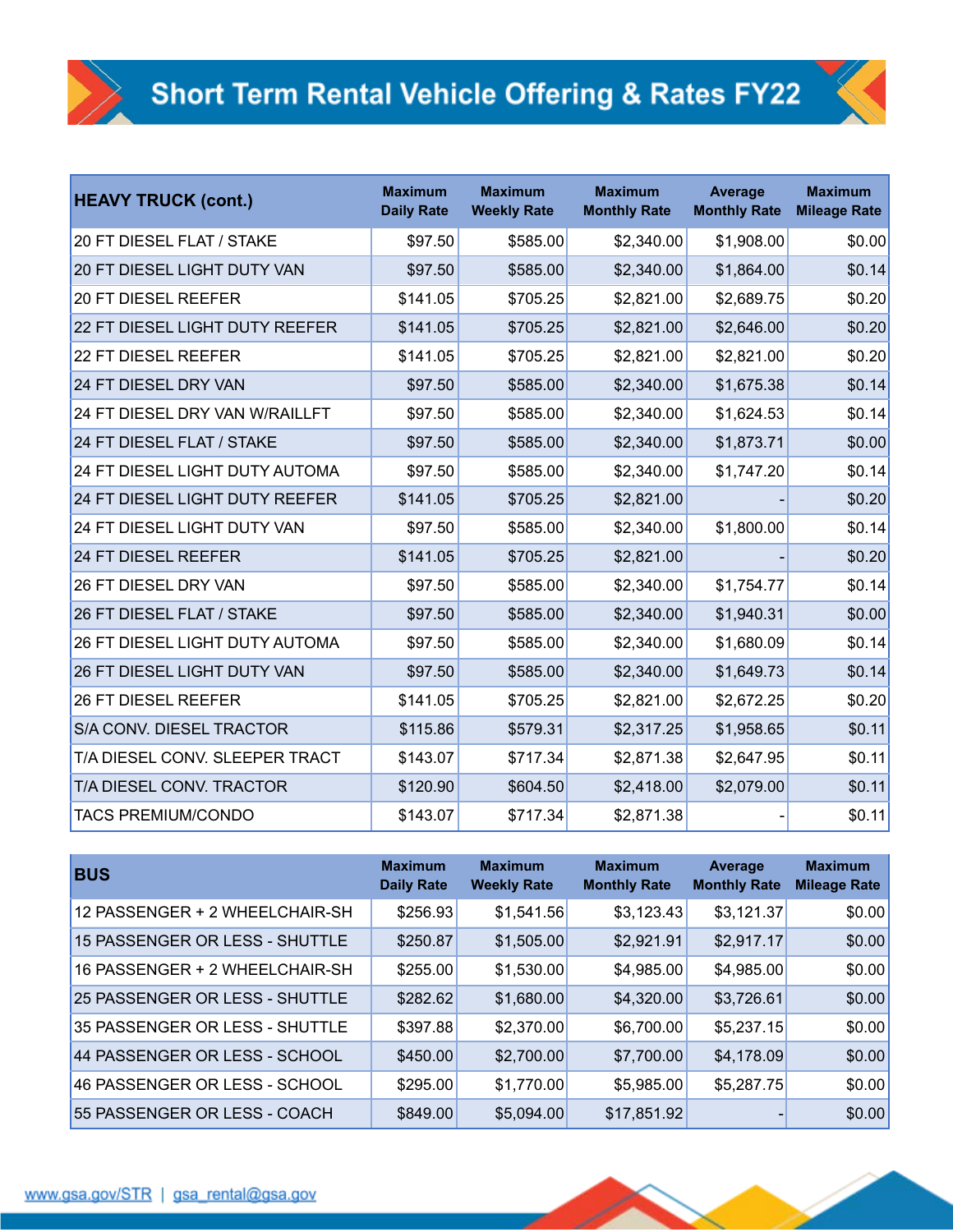# Short Term Rental Vehicle Offering & Rates FY22

| HEAVY TRUCK (cont.) | Maximum Daily Rate | Maximum Weekly Rate | Maximum Monthly Rate | Average Monthly Rate | Maximum Mileage Rate |
|---|---|---|---|---|---|
| 20 FT DIESEL FLAT / STAKE | $97.50 | $585.00 | $2,340.00 | $1,908.00 | $0.00 |
| 20 FT DIESEL LIGHT DUTY VAN | $97.50 | $585.00 | $2,340.00 | $1,864.00 | $0.14 |
| 20 FT DIESEL REEFER | $141.05 | $705.25 | $2,821.00 | $2,689.75 | $0.20 |
| 22 FT DIESEL LIGHT DUTY REEFER | $141.05 | $705.25 | $2,821.00 | $2,646.00 | $0.20 |
| 22 FT DIESEL REEFER | $141.05 | $705.25 | $2,821.00 | $2,821.00 | $0.20 |
| 24 FT DIESEL DRY VAN | $97.50 | $585.00 | $2,340.00 | $1,675.38 | $0.14 |
| 24 FT DIESEL DRY VAN W/RAILLFT | $97.50 | $585.00 | $2,340.00 | $1,624.53 | $0.14 |
| 24 FT DIESEL FLAT / STAKE | $97.50 | $585.00 | $2,340.00 | $1,873.71 | $0.00 |
| 24 FT DIESEL LIGHT DUTY AUTOMA | $97.50 | $585.00 | $2,340.00 | $1,747.20 | $0.14 |
| 24 FT DIESEL LIGHT DUTY REEFER | $141.05 | $705.25 | $2,821.00 | - | $0.20 |
| 24 FT DIESEL LIGHT DUTY VAN | $97.50 | $585.00 | $2,340.00 | $1,800.00 | $0.14 |
| 24 FT DIESEL REEFER | $141.05 | $705.25 | $2,821.00 | - | $0.20 |
| 26 FT DIESEL DRY VAN | $97.50 | $585.00 | $2,340.00 | $1,754.77 | $0.14 |
| 26 FT DIESEL FLAT / STAKE | $97.50 | $585.00 | $2,340.00 | $1,940.31 | $0.00 |
| 26 FT DIESEL LIGHT DUTY AUTOMA | $97.50 | $585.00 | $2,340.00 | $1,680.09 | $0.14 |
| 26 FT DIESEL LIGHT DUTY VAN | $97.50 | $585.00 | $2,340.00 | $1,649.73 | $0.14 |
| 26 FT DIESEL REEFER | $141.05 | $705.25 | $2,821.00 | $2,672.25 | $0.20 |
| S/A CONV. DIESEL TRACTOR | $115.86 | $579.31 | $2,317.25 | $1,958.65 | $0.11 |
| T/A DIESEL CONV. SLEEPER TRACT | $143.07 | $717.34 | $2,871.38 | $2,647.95 | $0.11 |
| T/A DIESEL CONV. TRACTOR | $120.90 | $604.50 | $2,418.00 | $2,079.00 | $0.11 |
| TACS PREMIUM/CONDO | $143.07 | $717.34 | $2,871.38 | - | $0.11 |

| BUS | Maximum Daily Rate | Maximum Weekly Rate | Maximum Monthly Rate | Average Monthly Rate | Maximum Mileage Rate |
|---|---|---|---|---|---|
| 12 PASSENGER + 2 WHEELCHAIR-SH | $256.93 | $1,541.56 | $3,123.43 | $3,121.37 | $0.00 |
| 15 PASSENGER OR LESS - SHUTTLE | $250.87 | $1,505.00 | $2,921.91 | $2,917.17 | $0.00 |
| 16 PASSENGER + 2 WHEELCHAIR-SH | $255.00 | $1,530.00 | $4,985.00 | $4,985.00 | $0.00 |
| 25 PASSENGER OR LESS - SHUTTLE | $282.62 | $1,680.00 | $4,320.00 | $3,726.61 | $0.00 |
| 35 PASSENGER OR LESS - SHUTTLE | $397.88 | $2,370.00 | $6,700.00 | $5,237.15 | $0.00 |
| 44 PASSENGER OR LESS - SCHOOL | $450.00 | $2,700.00 | $7,700.00 | $4,178.09 | $0.00 |
| 46 PASSENGER OR LESS - SCHOOL | $295.00 | $1,770.00 | $5,985.00 | $5,287.75 | $0.00 |
| 55 PASSENGER OR LESS - COACH | $849.00 | $5,094.00 | $17,851.92 | - | $0.00 |

www.gsa.gov/STR | gsa_rental@gsa.gov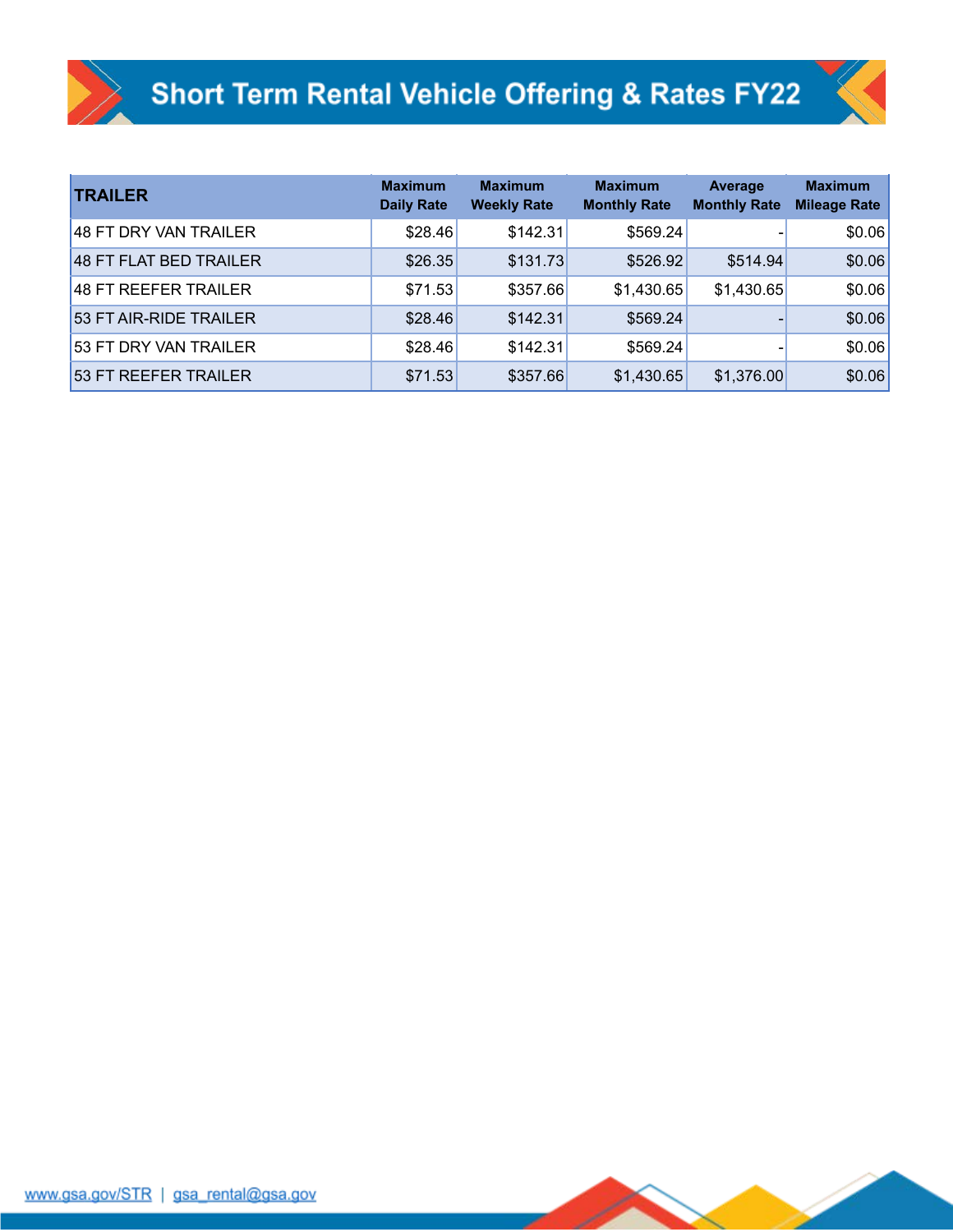# Short Term Rental Vehicle Offering & Rates FY22

| TRAILER | Maximum Daily Rate | Maximum Weekly Rate | Maximum Monthly Rate | Average Monthly Rate | Maximum Mileage Rate |
|---|---|---|---|---|---|
| 48 FT DRY VAN TRAILER | $28.46 | $142.31 | $569.24 | - | $0.06 |
| 48 FT FLAT BED TRAILER | $26.35 | $131.73 | $526.92 | $514.94 | $0.06 |
| 48 FT REEFER TRAILER | $71.53 | $357.66 | $1,430.65 | $1,430.65 | $0.06 |
| 53 FT AIR-RIDE TRAILER | $28.46 | $142.31 | $569.24 | - | $0.06 |
| 53 FT DRY VAN TRAILER | $28.46 | $142.31 | $569.24 | - | $0.06 |
| 53 FT REEFER TRAILER | $71.53 | $357.66 | $1,430.65 | $1,376.00 | $0.06 |

www.gsa.gov/STR | gsa_rental@gsa.gov